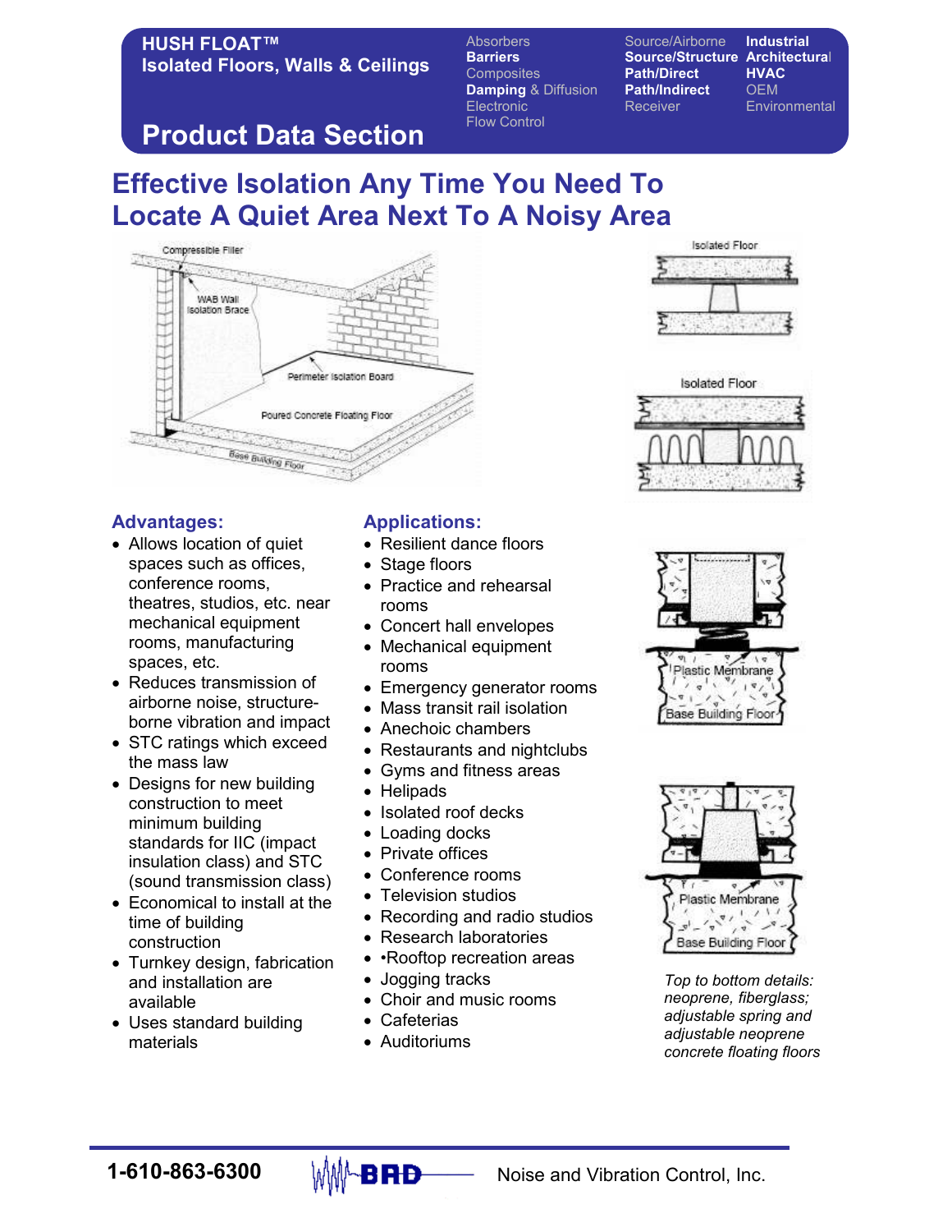**HUSH FLOAT™**
**Isolated Floors, Walls & Ceilings**

## Product Data Section

Absorbers
**Barriers**
Composites
**Damping** & Diffusion
Electronic
Flow Control

Source/Airborne
**Source/Structure**
**Path/Direct**
**Path/Indirect**
Receiver

**Industrial**
**Architectural**
**HVAC**
OEM
Environmental

# Effective Isolation Any Time You Need To Locate A Quiet Area Next To A Noisy Area

Compressible Filler
WAB Wall Isolation Brace
Perimeter Isolation Board
Poured Concrete Floating Floor
Base Building Floor

Isolated Floor

Isolated Floor

Plastic Membrane
Base Building Floor

Plastic Membrane
Base Building Floor

*Top to bottom details: neoprene, fiberglass; adjustable spring and adjustable neoprene concrete floating floors*

## Advantages:

- Allows location of quiet spaces such as offices, conference rooms, theatres, studios, etc. near mechanical equipment rooms, manufacturing spaces, etc.
- Reduces transmission of airborne noise, structure-borne vibration and impact
- STC ratings which exceed the mass law
- Designs for new building construction to meet minimum building standards for IIC (impact insulation class) and STC (sound transmission class)
- Economical to install at the time of building construction
- Turnkey design, fabrication and installation are available
- Uses standard building materials

## Applications:

- Resilient dance floors
- Stage floors
- Practice and rehearsal rooms
- Concert hall envelopes
- Mechanical equipment rooms
- Emergency generator rooms
- Mass transit rail isolation
- Anechoic chambers
- Restaurants and nightclubs
- Gyms and fitness areas
- Helipads
- Isolated roof decks
- Loading docks
- Private offices
- Conference rooms
- Television studios
- Recording and radio studios
- Research laboratories
- •Rooftop recreation areas
- Jogging tracks
- Choir and music rooms
- Cafeterias
- Auditoriums

**1-610-863-6300** BRD Noise and Vibration Control, Inc.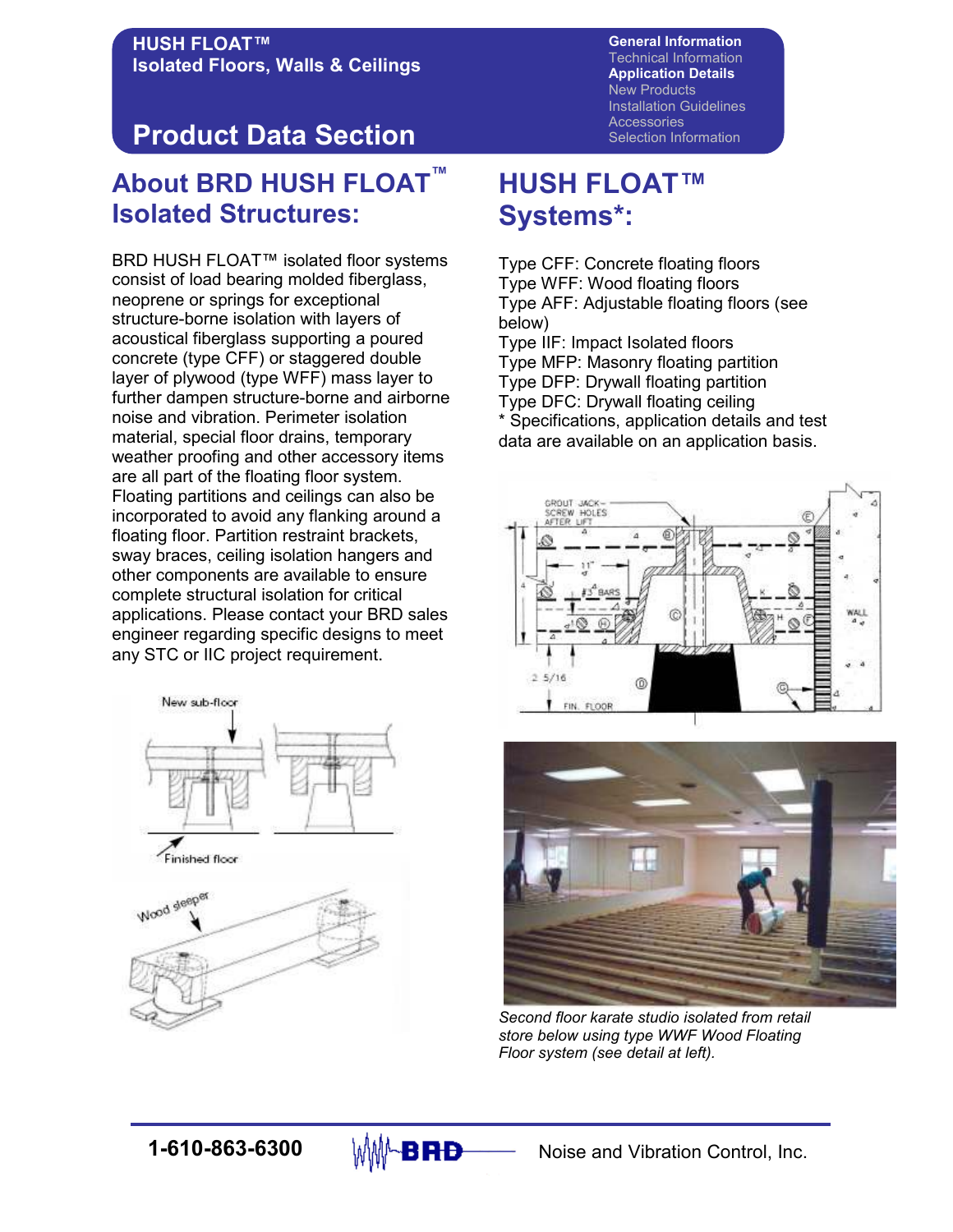# HUSH FLOAT™
# Isolated Floors, Walls & Ceilings

General Information
Technical Information
Application Details
New Products
Installation Guidelines
Accessories
Selection Information

## Product Data Section

## About BRD HUSH FLOAT™ Isolated Structures:

BRD HUSH FLOAT™ isolated floor systems consist of load bearing molded fiberglass, neoprene or springs for exceptional structure-borne isolation with layers of acoustical fiberglass supporting a poured concrete (type CFF) or staggered double layer of plywood (type WFF) mass layer to further dampen structure-borne and airborne noise and vibration. Perimeter isolation material, special floor drains, temporary weather proofing and other accessory items are all part of the floating floor system. Floating partitions and ceilings can also be incorporated to avoid any flanking around a floating floor. Partition restraint brackets, sway braces, ceiling isolation hangers and other components are available to ensure complete structural isolation for critical applications. Please contact your BRD sales engineer regarding specific designs to meet any STC or IIC project requirement.

New sub-floor

Finished floor

Wood sleeper

## HUSH FLOAT™ Systems*:

Type CFF: Concrete floating floors
Type WFF: Wood floating floors
Type AFF: Adjustable floating floors (see below)
Type IIF: Impact Isolated floors
Type MFP: Masonry floating partition
Type DFP: Drywall floating partition
Type DFC: Drywall floating ceiling
* Specifications, application details and test data are available on an application basis.

GROUT JACK-SCREW HOLES AFTER LIFT

#3 BARS

WALL

2 5/16

FIN. FLOOR

*Second floor karate studio isolated from retail store below using type WWF Wood Floating Floor system (see detail at left).*

1-610-863-6300 BRD Noise and Vibration Control, Inc.